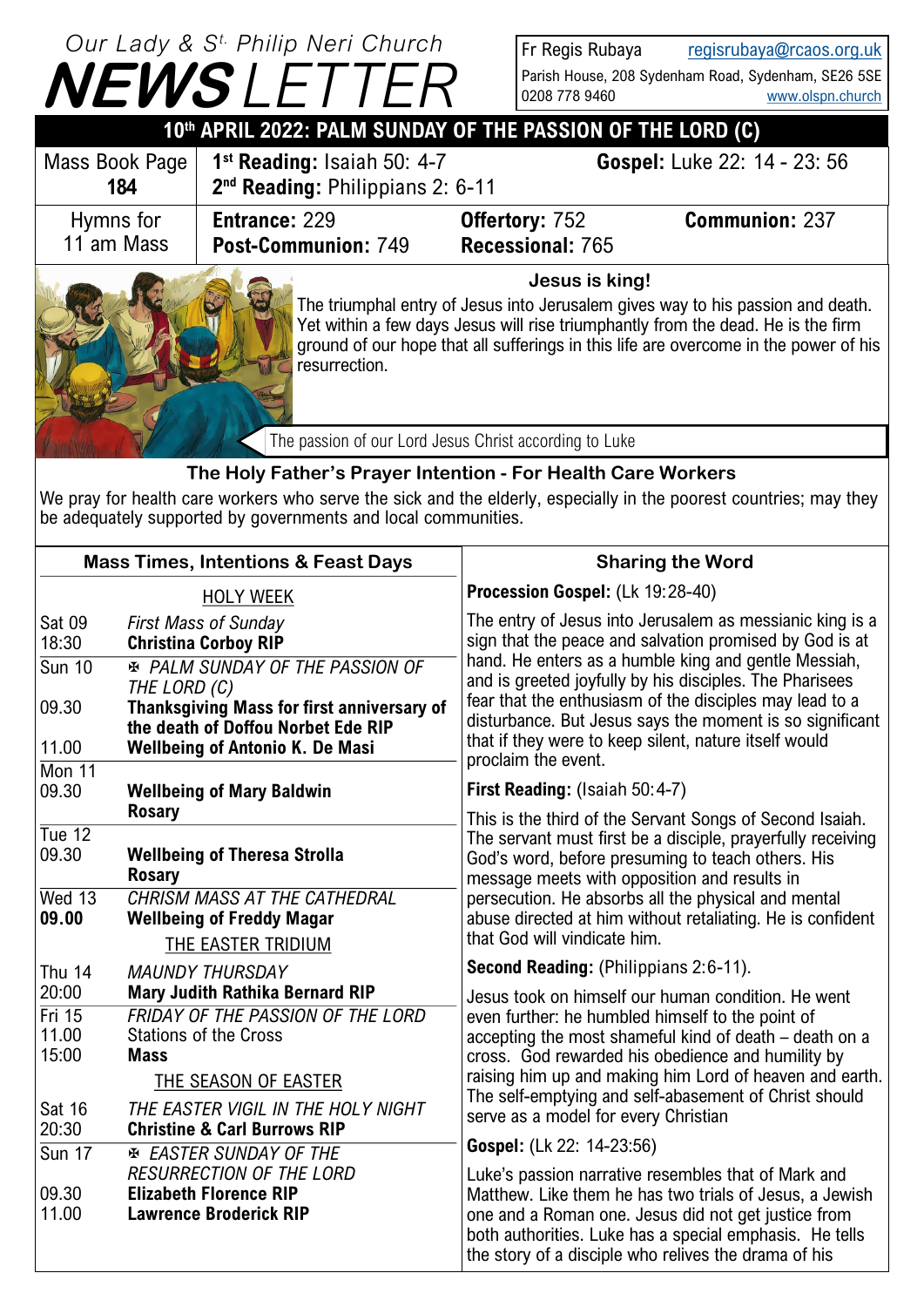# Our Lady & St. Philip Neri Church NEWSLETTER

Fr Regis Rubaya regisrubaya@rcaos.org.uk
Parish House, 208 Sydenham Road, Sydenham, SE26 5SE
0208 778 9460 www.olspn.church

## 10th APRIL 2022: PALM SUNDAY OF THE PASSION OF THE LORD (C)

| Mass Book Page 184 | **1st Reading:** Isaiah 50: 4-7 **2nd Reading:** Philippians 2: 6-11 | **Gospel:** Luke 22: 14 - 23: 56 | |
|---|---|---|---|
| Hymns for 11 am Mass | **Entrance:** 229 **Post-Communion:** 749 | **Offertory:** 752 **Recessional:** 765 | **Communion:** 237 |

### Jesus is king!

The triumphal entry of Jesus into Jerusalem gives way to his passion and death. Yet within a few days Jesus will rise triumphantly from the dead. He is the firm ground of our hope that all sufferings in this life are overcome in the power of his resurrection.

The passion of our Lord Jesus Christ according to Luke

### The Holy Father's Prayer Intention - For Health Care Workers

We pray for health care workers who serve the sick and the elderly, especially in the poorest countries; may they be adequately supported by governments and local communities.

### Mass Times, Intentions & Feast Days

HOLY WEEK

| | |
|---|---|
| Sat 09 18:30 | *First Mass of Sunday* **Christina Corboy RIP** |
| Sun 10 | ✠ *PALM SUNDAY OF THE PASSION OF THE LORD (C)* |
| 09.30 | **Thanksgiving Mass for first anniversary of the death of Doffou Norbet Ede RIP** |
| 11.00 | **Wellbeing of Antonio K. De Masi** |
| Mon 11 09.30 | **Wellbeing of Mary Baldwin** **Rosary** |
| Tue 12 09.30 | **Wellbeing of Theresa Strolla** **Rosary** |
| Wed 13 **09.00** | *CHRISM MASS AT THE CATHEDRAL* **Wellbeing of Freddy Magar** |

THE EASTER TRIDUUM

| | |
|---|---|
| Thu 14 20:00 | *MAUNDY THURSDAY* **Mary Judith Rathika Bernard RIP** |
| Fri 15 11.00 15:00 | *FRIDAY OF THE PASSION OF THE LORD* Stations of the Cross **Mass** |

THE SEASON OF EASTER

| | |
|---|---|
| Sat 16 20:30 | *THE EASTER VIGIL IN THE HOLY NIGHT* **Christine & Carl Burrows RIP** |
| Sun 17 | ✠ *EASTER SUNDAY OF THE RESURRECTION OF THE LORD* |
| 09.30 | **Elizabeth Florence RIP** |
| 11.00 | **Lawrence Broderick RIP** |

### Sharing the Word

**Procession Gospel:** (Lk 19:28-40)

The entry of Jesus into Jerusalem as messianic king is a sign that the peace and salvation promised by God is at hand. He enters as a humble king and gentle Messiah, and is greeted joyfully by his disciples. The Pharisees fear that the enthusiasm of the disciples may lead to a disturbance. But Jesus says the moment is so significant that if they were to keep silent, nature itself would proclaim the event.

**First Reading:** (Isaiah 50:4-7)

This is the third of the Servant Songs of Second Isaiah. The servant must first be a disciple, prayerfully receiving God's word, before presuming to teach others. His message meets with opposition and results in persecution. He absorbs all the physical and mental abuse directed at him without retaliating. He is confident that God will vindicate him.

**Second Reading:** (Philippians 2:6-11).

Jesus took on himself our human condition. He went even further: he humbled himself to the point of accepting the most shameful kind of death – death on a cross. God rewarded his obedience and humility by raising him up and making him Lord of heaven and earth. The self-emptying and self-abasement of Christ should serve as a model for every Christian

**Gospel:** (Lk 22: 14-23:56)

Luke's passion narrative resembles that of Mark and Matthew. Like them he has two trials of Jesus, a Jewish one and a Roman one. Jesus did not get justice from both authorities. Luke has a special emphasis. He tells the story of a disciple who relives the drama of his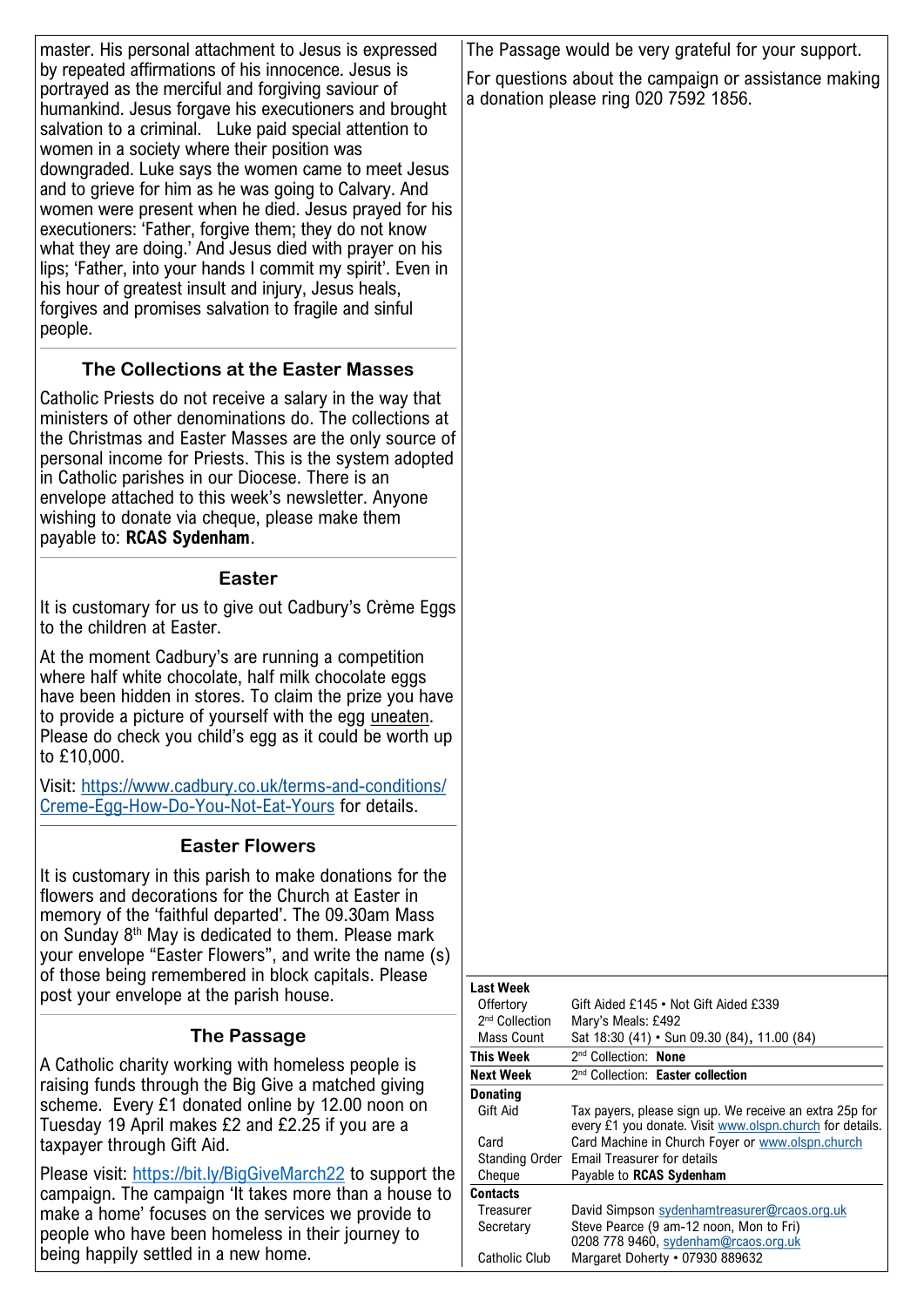master. His personal attachment to Jesus is expressed by repeated affirmations of his innocence. Jesus is portrayed as the merciful and forgiving saviour of humankind. Jesus forgave his executioners and brought salvation to a criminal. Luke paid special attention to women in a society where their position was downgraded. Luke says the women came to meet Jesus and to grieve for him as he was going to Calvary. And women were present when he died. Jesus prayed for his executioners: 'Father, forgive them; they do not know what they are doing.' And Jesus died with prayer on his lips; 'Father, into your hands I commit my spirit'. Even in his hour of greatest insult and injury, Jesus heals, forgives and promises salvation to fragile and sinful people.

### The Collections at the Easter Masses

Catholic Priests do not receive a salary in the way that ministers of other denominations do. The collections at the Christmas and Easter Masses are the only source of personal income for Priests. This is the system adopted in Catholic parishes in our Diocese. There is an envelope attached to this week's newsletter. Anyone wishing to donate via cheque, please make them payable to: **RCAS Sydenham**.

### Easter

It is customary for us to give out Cadbury's Crème Eggs to the children at Easter.

At the moment Cadbury's are running a competition where half white chocolate, half milk chocolate eggs have been hidden in stores. To claim the prize you have to provide a picture of yourself with the egg uneaten. Please do check you child's egg as it could be worth up to £10,000.

Visit: https://www.cadbury.co.uk/terms-and-conditions/Creme-Egg-How-Do-You-Not-Eat-Yours for details.

### Easter Flowers

It is customary in this parish to make donations for the flowers and decorations for the Church at Easter in memory of the 'faithful departed'. The 09.30am Mass on Sunday 8th May is dedicated to them. Please mark your envelope "Easter Flowers", and write the name (s) of those being remembered in block capitals. Please post your envelope at the parish house.

### The Passage

A Catholic charity working with homeless people is raising funds through the Big Give a matched giving scheme. Every £1 donated online by 12.00 noon on Tuesday 19 April makes £2 and £2.25 if you are a taxpayer through Gift Aid.

Please visit: https://bit.ly/BigGiveMarch22 to support the campaign. The campaign 'It takes more than a house to make a home' focuses on the services we provide to people who have been homeless in their journey to being happily settled in a new home.

The Passage would be very grateful for your support.

For questions about the campaign or assistance making a donation please ring 020 7592 1856.

| | |
|---|---|
| **Last Week** | |
| Offertory | Gift Aided £145 • Not Gift Aided £339 |
| 2nd Collection | Mary's Meals: £492 |
| Mass Count | Sat 18:30 (41) • Sun 09.30 (84), 11.00 (84) |
| **This Week** | 2nd Collection: **None** |
| **Next Week** | 2nd Collection: **Easter collection** |
| **Donating** | |
| Gift Aid | Tax payers, please sign up. We receive an extra 25p for every £1 you donate. Visit www.olspn.church for details. |
| Card | Card Machine in Church Foyer or www.olspn.church |
| Standing Order | Email Treasurer for details |
| Cheque | Payable to **RCAS Sydenham** |
| **Contacts** | |
| Treasurer | David Simpson sydenhamtreasurer@rcaos.org.uk |
| Secretary | Steve Pearce (9 am-12 noon, Mon to Fri) 0208 778 9460, sydenham@rcaos.org.uk |
| Catholic Club | Margaret Doherty • 07930 889632 |